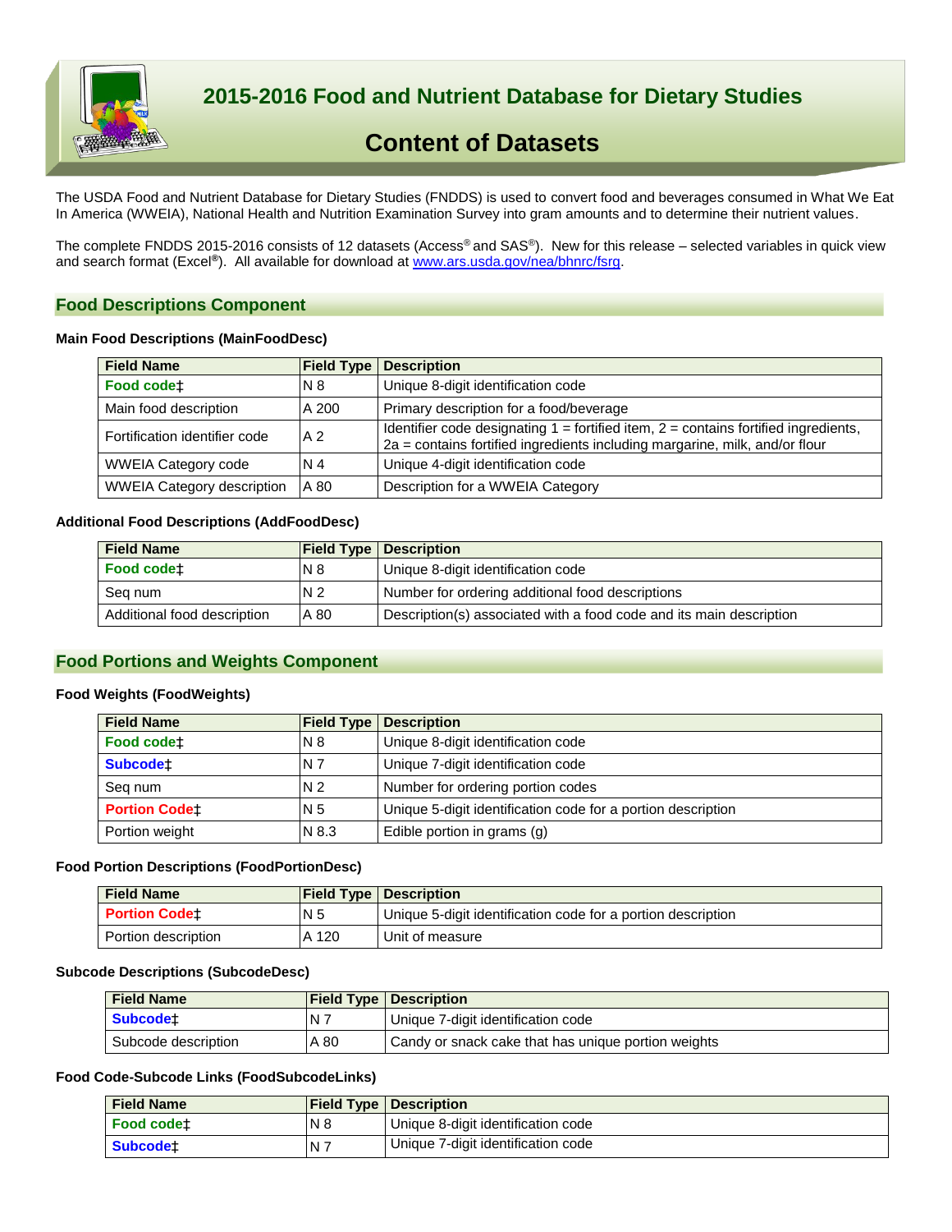# 2015-2016 Food and Nutrient Database for Dietary Studies

## Content of Datasets

The USDA Food and Nutrient Database for Dietary Studies (FNDDS) is used to convert food and beverages consumed in What We Eat In America (WWEIA), National Health and Nutrition Examination Survey into gram amounts and to determine their nutrient values.

The complete FNDDS 2015-2016 consists of 12 datasets (Access® and SAS®). New for this release – selected variables in quick view and search format (Excel®). All available for download at www.ars.usda.gov/nea/bhnrc/fsrg.

## Food Descriptions Component

### Main Food Descriptions (MainFoodDesc)

| Field Name | Field Type | Description |
|---|---|---|
| Food code‡ | N 8 | Unique 8-digit identification code |
| Main food description | A 200 | Primary description for a food/beverage |
| Fortification identifier code | A 2 | Identifier code designating 1 = fortified item, 2 = contains fortified ingredients, 2a = contains fortified ingredients including margarine, milk, and/or flour |
| WWEIA Category code | N 4 | Unique 4-digit identification code |
| WWEIA Category description | A 80 | Description for a WWEIA Category |

### Additional Food Descriptions (AddFoodDesc)

| Field Name | Field Type | Description |
|---|---|---|
| Food code‡ | N 8 | Unique 8-digit identification code |
| Seq num | N 2 | Number for ordering additional food descriptions |
| Additional food description | A 80 | Description(s) associated with a food code and its main description |

## Food Portions and Weights Component

### Food Weights (FoodWeights)

| Field Name | Field Type | Description |
|---|---|---|
| Food code‡ | N 8 | Unique 8-digit identification code |
| Subcode‡ | N 7 | Unique 7-digit identification code |
| Seq num | N 2 | Number for ordering portion codes |
| Portion Code‡ | N 5 | Unique 5-digit identification code for a portion description |
| Portion weight | N 8.3 | Edible portion in grams (g) |

### Food Portion Descriptions (FoodPortionDesc)

| Field Name | Field Type | Description |
|---|---|---|
| Portion Code‡ | N 5 | Unique 5-digit identification code for a portion description |
| Portion description | A 120 | Unit of measure |

### Subcode Descriptions (SubcodeDesc)

| Field Name | Field Type | Description |
|---|---|---|
| Subcode‡ | N 7 | Unique 7-digit identification code |
| Subcode description | A 80 | Candy or snack cake that has unique portion weights |

### Food Code-Subcode Links (FoodSubcodeLinks)

| Field Name | Field Type | Description |
|---|---|---|
| Food code‡ | N 8 | Unique 8-digit identification code |
| Subcode‡ | N 7 | Unique 7-digit identification code |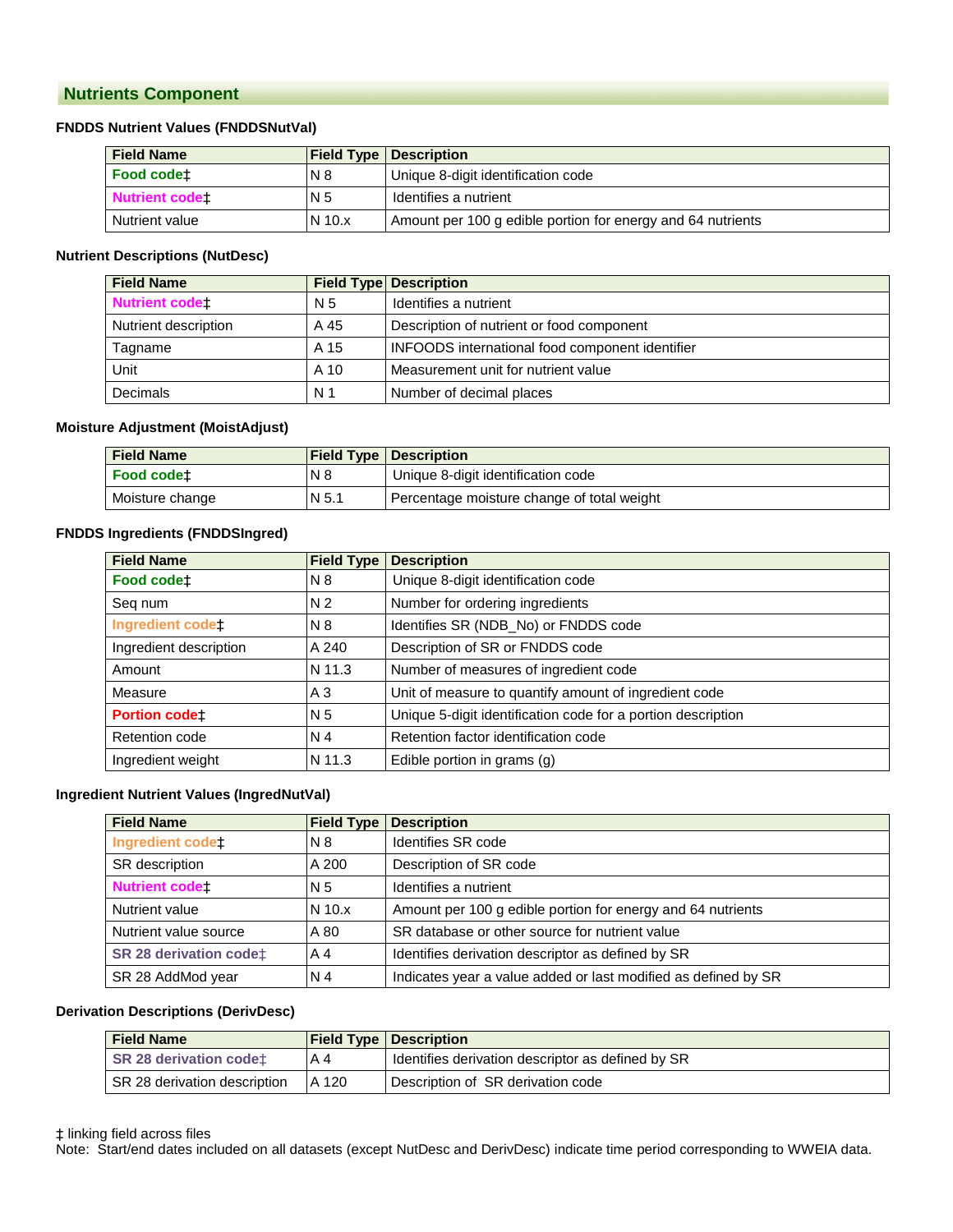## Nutrients Component

### FNDDS Nutrient Values (FNDDSNutVal)

| Field Name | Field Type | Description |
| --- | --- | --- |
| **Food code‡** | N 8 | Unique 8-digit identification code |
| **Nutrient code‡** | N 5 | Identifies a nutrient |
| Nutrient value | N 10.x | Amount per 100 g edible portion for energy and 64 nutrients |

### Nutrient Descriptions (NutDesc)

| Field Name | Field Type | Description |
| --- | --- | --- |
| **Nutrient code‡** | N 5 | Identifies a nutrient |
| Nutrient description | A 45 | Description of nutrient or food component |
| Tagname | A 15 | INFOODS international food component identifier |
| Unit | A 10 | Measurement unit for nutrient value |
| Decimals | N 1 | Number of decimal places |

### Moisture Adjustment (MoistAdjust)

| Field Name | Field Type | Description |
| --- | --- | --- |
| **Food code‡** | N 8 | Unique 8-digit identification code |
| Moisture change | N 5.1 | Percentage moisture change of total weight |

### FNDDS Ingredients (FNDDSIngred)

| Field Name | Field Type | Description |
| --- | --- | --- |
| **Food code‡** | N 8 | Unique 8-digit identification code |
| Seq num | N 2 | Number for ordering ingredients |
| **Ingredient code‡** | N 8 | Identifies SR (NDB_No) or FNDDS code |
| Ingredient description | A 240 | Description of SR or FNDDS code |
| Amount | N 11.3 | Number of measures of ingredient code |
| Measure | A 3 | Unit of measure to quantify amount of ingredient code |
| **Portion code‡** | N 5 | Unique 5-digit identification code for a portion description |
| Retention code | N 4 | Retention factor identification code |
| Ingredient weight | N 11.3 | Edible portion in grams (g) |

### Ingredient Nutrient Values (IngredNutVal)

| Field Name | Field Type | Description |
| --- | --- | --- |
| **Ingredient code‡** | N 8 | Identifies SR code |
| SR description | A 200 | Description of SR code |
| **Nutrient code‡** | N 5 | Identifies a nutrient |
| Nutrient value | N 10.x | Amount per 100 g edible portion for energy and 64 nutrients |
| Nutrient value source | A 80 | SR database or other source for nutrient value |
| **SR 28 derivation code‡** | A 4 | Identifies derivation descriptor as defined by SR |
| SR 28 AddMod year | N 4 | Indicates year a value added or last modified as defined by SR |

### Derivation Descriptions (DerivDesc)

| Field Name | Field Type | Description |
| --- | --- | --- |
| **SR 28 derivation code‡** | A 4 | Identifies derivation descriptor as defined by SR |
| SR 28 derivation description | A 120 | Description of SR derivation code |

‡ linking field across files

Note: Start/end dates included on all datasets (except NutDesc and DerivDesc) indicate time period corresponding to WWEIA data.